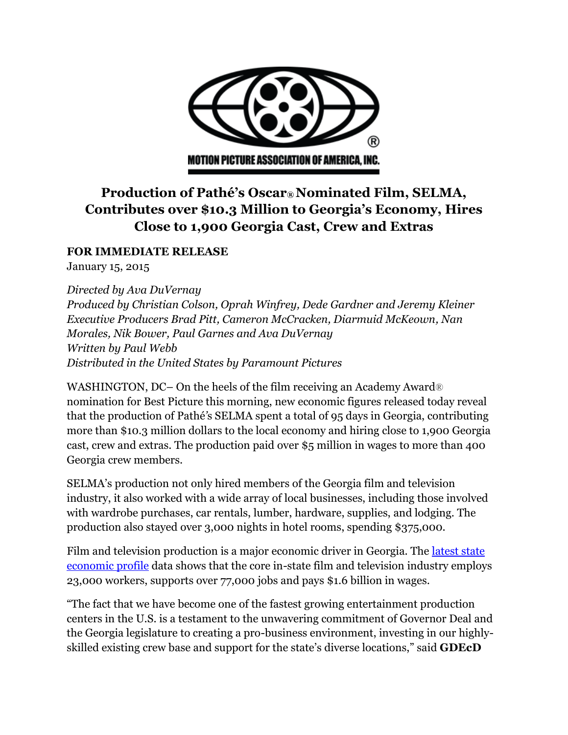MOTION PICTURE ASSOCIATION OF AMERICA, INC.

# Production of Pathé's Oscar® Nominated Film, SELMA, Contributes over $10.3 Million to Georgia's Economy, Hires Close to 1,900 Georgia Cast, Crew and Extras

**FOR IMMEDIATE RELEASE**
January 15, 2015

*Directed by Ava DuVernay*
*Produced by Christian Colson, Oprah Winfrey, Dede Gardner and Jeremy Kleiner*
*Executive Producers Brad Pitt, Cameron McCracken, Diarmuid McKeown, Nan Morales, Nik Bower, Paul Garnes and Ava DuVernay*
*Written by Paul Webb*
*Distributed in the United States by Paramount Pictures*

WASHINGTON, DC– On the heels of the film receiving an Academy Award® nomination for Best Picture this morning, new economic figures released today reveal that the production of Pathé's SELMA spent a total of 95 days in Georgia, contributing more than $10.3 million dollars to the local economy and hiring close to 1,900 Georgia cast, crew and extras. The production paid over $5 million in wages to more than 400 Georgia crew members.

SELMA's production not only hired members of the Georgia film and television industry, it also worked with a wide array of local businesses, including those involved with wardrobe purchases, car rentals, lumber, hardware, supplies, and lodging. The production also stayed over 3,000 nights in hotel rooms, spending $375,000.

Film and television production is a major economic driver in Georgia. The latest state economic profile data shows that the core in-state film and television industry employs 23,000 workers, supports over 77,000 jobs and pays $1.6 billion in wages.

"The fact that we have become one of the fastest growing entertainment production centers in the U.S. is a testament to the unwavering commitment of Governor Deal and the Georgia legislature to creating a pro-business environment, investing in our highly-skilled existing crew base and support for the state's diverse locations," said **GDEcD**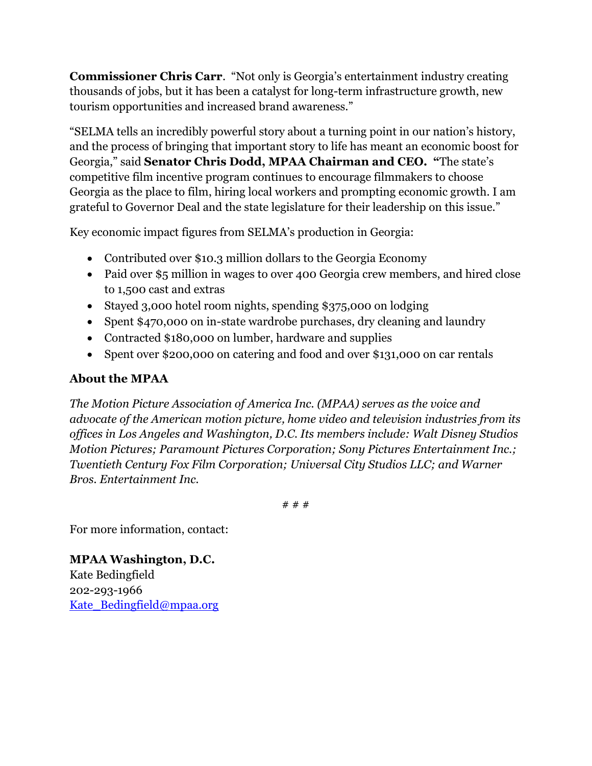**Commissioner Chris Carr**. "Not only is Georgia's entertainment industry creating thousands of jobs, but it has been a catalyst for long-term infrastructure growth, new tourism opportunities and increased brand awareness."

"SELMA tells an incredibly powerful story about a turning point in our nation's history, and the process of bringing that important story to life has meant an economic boost for Georgia," said **Senator Chris Dodd, MPAA Chairman and CEO.** "The state's competitive film incentive program continues to encourage filmmakers to choose Georgia as the place to film, hiring local workers and prompting economic growth. I am grateful to Governor Deal and the state legislature for their leadership on this issue."

Key economic impact figures from SELMA's production in Georgia:

- Contributed over $10.3 million dollars to the Georgia Economy
- Paid over $5 million in wages to over 400 Georgia crew members, and hired close to 1,500 cast and extras
- Stayed 3,000 hotel room nights, spending $375,000 on lodging
- Spent $470,000 on in-state wardrobe purchases, dry cleaning and laundry
- Contracted $180,000 on lumber, hardware and supplies
- Spent over $200,000 on catering and food and over $131,000 on car rentals

## About the MPAA

*The Motion Picture Association of America Inc. (MPAA) serves as the voice and advocate of the American motion picture, home video and television industries from its offices in Los Angeles and Washington, D.C. Its members include: Walt Disney Studios Motion Pictures; Paramount Pictures Corporation; Sony Pictures Entertainment Inc.; Twentieth Century Fox Film Corporation; Universal City Studios LLC; and Warner Bros. Entertainment Inc.*

# # #

For more information, contact:

**MPAA Washington, D.C.**
Kate Bedingfield
202-293-1966
Kate_Bedingfield@mpaa.org